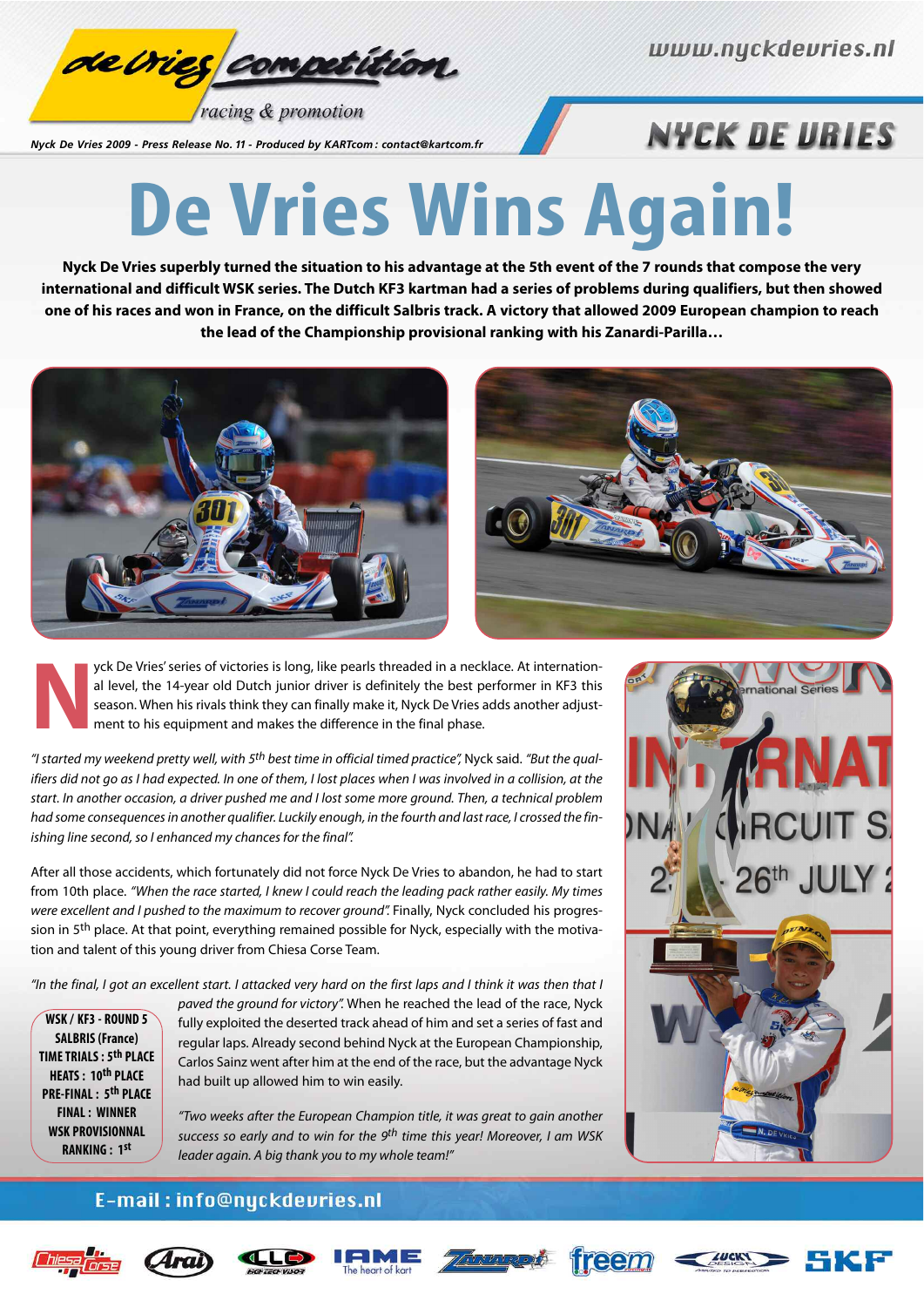Nyck De Vries 2009 - Press Release No. 11 - Produced by KARTcom : contact@kartcom.fr

# De Vries Wins Again!

**Nyck De Vries superbly turned the situation to his advantage at the 5th event of the 7 rounds that compose the very international and difficult WSK series. The Dutch KF3 kartman had a series of problems during qualifiers, but then showed one of his races and won in France, on the difficult Salbris track. A victory that allowed 2009 European champion to reach the lead of the Championship provisional ranking with his Zanardi-Parilla…**

Nyck De Vries' series of victories is long, like pearls threaded in a necklace. At international level, the 14-year old Dutch junior driver is definitely the best performer in KF3 this season. When his rivals think they can finally make it, Nyck De Vries adds another adjustment to his equipment and makes the difference in the final phase.

*"I started my weekend pretty well, with 5th best time in official timed practice",* Nyck said. *"But the qualifiers did not go as I had expected. In one of them, I lost places when I was involved in a collision, at the start. In another occasion, a driver pushed me and I lost some more ground. Then, a technical problem had some consequences in another qualifier. Luckily enough, in the fourth and last race, I crossed the finishing line second, so I enhanced my chances for the final".*

After all those accidents, which fortunately did not force Nyck De Vries to abandon, he had to start from 10th place. *"When the race started, I knew I could reach the leading pack rather easily. My times were excellent and I pushed to the maximum to recover ground".* Finally, Nyck concluded his progression in 5th place. At that point, everything remained possible for Nyck, especially with the motivation and talent of this young driver from Chiesa Corse Team.

*"In the final, I got an excellent start. I attacked very hard on the first laps and I think it was then that I paved the ground for victory".* When he reached the lead of the race, Nyck fully exploited the deserted track ahead of him and set a series of fast and regular laps. Already second behind Nyck at the European Championship, Carlos Sainz went after him at the end of the race, but the advantage Nyck had built up allowed him to win easily.

*"Two weeks after the European Champion title, it was great to gain another success so early and to win for the 9th time this year! Moreover, I am WSK leader again. A big thank you to my whole team!"*

**WSK / KF3 - ROUND 5**
**SALBRIS (France)**
**TIME TRIALS : 5th PLACE**
**HEATS : 10th PLACE**
**PRE-FINAL : 5th PLACE**
**FINAL : WINNER**
**WSK PROVISIONNAL RANKING : 1st**

E-mail : info@nyckdevries.nl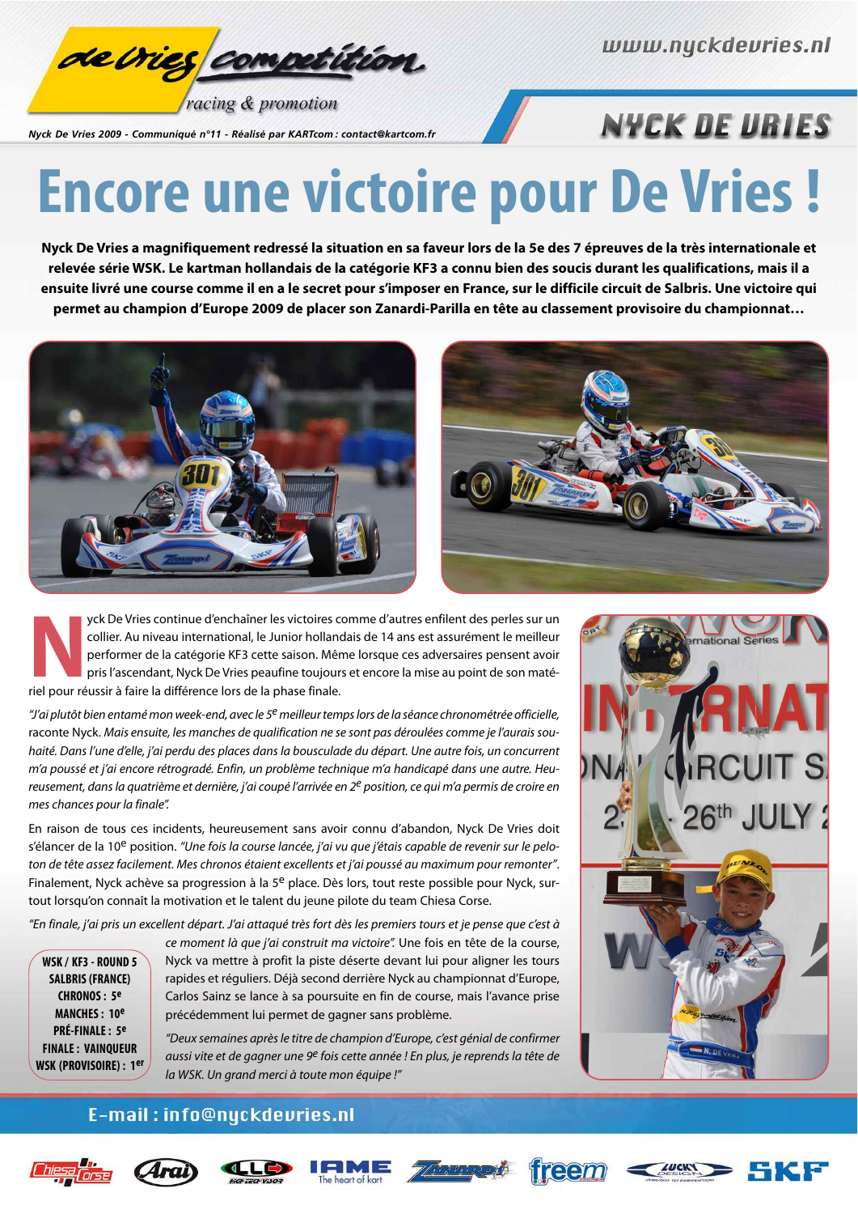Nyck De Vries 2009 - Communiqué n°11 - Réalisé par KARTcom : contact@kartcom.fr

# Encore une victoire pour De Vries !

**Nyck De Vries a magnifiquement redressé la situation en sa faveur lors de la 5e des 7 épreuves de la très internationale et relevée série WSK. Le kartman hollandais de la catégorie KF3 a connu bien des soucis durant les qualifications, mais il a ensuite livré une course comme il en a le secret pour s'imposer en France, sur le difficile circuit de Salbris. Une victoire qui permet au champion d'Europe 2009 de placer son Zanardi-Parilla en tête au classement provisoire du championnat…**

Nyck De Vries continue d'enchaîner les victoires comme d'autres enfilent des perles sur un collier. Au niveau international, le Junior hollandais de 14 ans est assurément le meilleur performer de la catégorie KF3 cette saison. Même lorsque ces adversaires pensent avoir pris l'ascendant, Nyck De Vries peaufine toujours et encore la mise au point de son matériel pour réussir à faire la différence lors de la phase finale.

*"J'ai plutôt bien entamé mon week-end, avec le 5e meilleur temps lors de la séance chronométrée officielle,* raconte Nyck. *Mais ensuite, les manches de qualification ne se sont pas déroulées comme je l'aurais souhaité. Dans l'une d'elle, j'ai perdu des places dans la bousculade du départ. Une autre fois, un concurrent m'a poussé et j'ai encore rétrogradé. Enfin, un problème technique m'a handicapé dans une autre. Heureusement, dans la quatrième et dernière, j'ai coupé l'arrivée en 2e position, ce qui m'a permis de croire en mes chances pour la finale".*

En raison de tous ces incidents, heureusement sans avoir connu d'abandon, Nyck De Vries doit s'élancer de la 10e position. *"Une fois la course lancée, j'ai vu que j'étais capable de revenir sur le peloton de tête assez facilement. Mes chronos étaient excellents et j'ai poussé au maximum pour remonter".* Finalement, Nyck achève sa progression à la 5e place. Dès lors, tout reste possible pour Nyck, surtout lorsqu'on connaît la motivation et le talent du jeune pilote du team Chiesa Corse.

*"En finale, j'ai pris un excellent départ. J'ai attaqué très fort dès les premiers tours et je pense que c'est à ce moment là que j'ai construit ma victoire".* Une fois en tête de la course, Nyck va mettre à profit la piste déserte devant lui pour aligner les tours rapides et réguliers. Déjà second derrière Nyck au championnat d'Europe, Carlos Sainz se lance à sa poursuite en fin de course, mais l'avance prise précédemment lui permet de gagner sans problème.

*"Deux semaines après le titre de champion d'Europe, c'est génial de confirmer aussi vite et de gagner une 9e fois cette année ! En plus, je reprends la tête de la WSK. Un grand merci à toute mon équipe !"*

**WSK / KF3 - ROUND 5**
**SALBRIS (FRANCE)**
**CHRONOS : 5e**
**MANCHES : 10e**
**PRÉ-FINALE : 5e**
**FINALE : VAINQUEUR**
**WSK (PROVISOIRE) : 1er**

E-mail : info@nyckdevries.nl

www.nyckdevries.nl